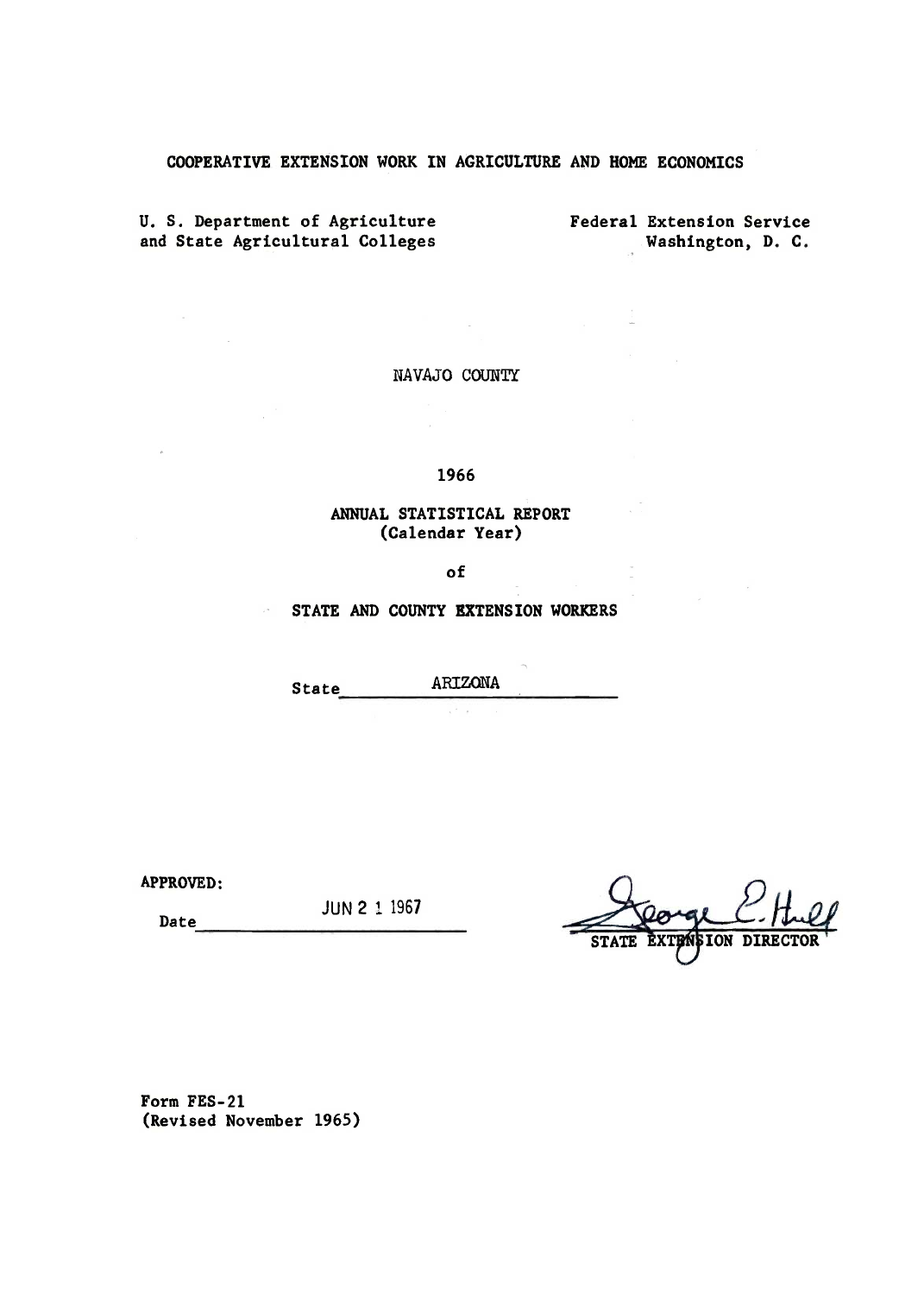COOPERATIVE EXTENSION WORK IN AGRICULTURE AND HOME ECONOMICS

U. S. Department of Agriculture
and State Agricultural Colleges

Federal Extension Service
Washington, D. C.

NAVAJO COUNTY

1966

# ANNUAL STATISTICAL REPORT
(Calendar Year)

of

## STATE AND COUNTY EXTENSION WORKERS

State ARIZONA

**APPROVED:**

Date JUN 2 1 1967

George E. Hull
STATE EXTENSION DIRECTOR

Form FES-21
(Revised November 1965)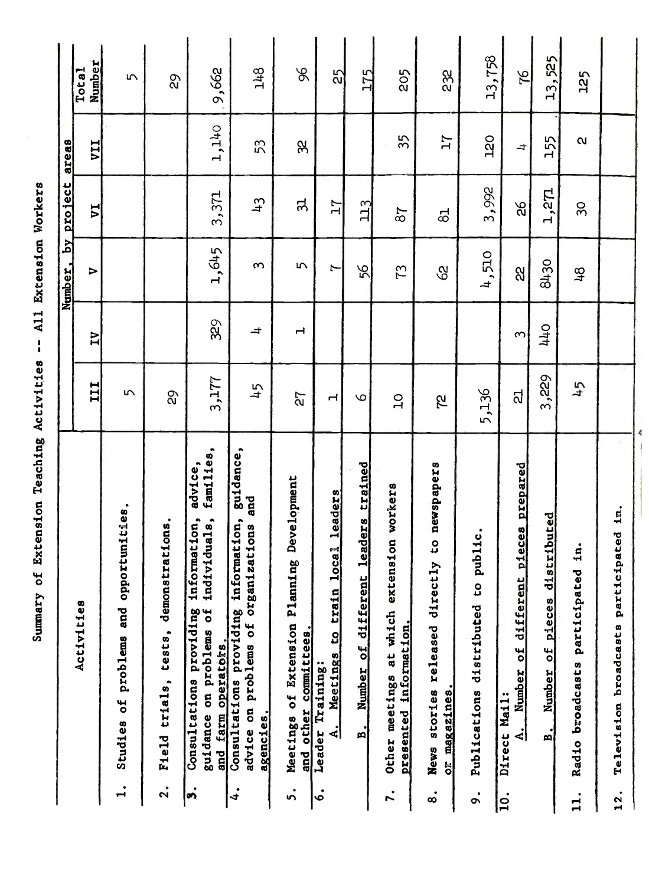# Summary of Extension Teaching Activities -- All Extension Workers

| Activities | Number, by project areas | | | | | Total Number |
|---|---|---|---|---|---|---|
| | III | IV | V | VI | VII | |
| 1. Studies of problems and opportunities. | 5 | | | | | 5 |
| 2. Field trials, tests, demonstrations. | 29 | | | | | 29 |
| 3. Consultations providing information, advice, guidance on problems of individuals, families, and farm operators. | 3,177 | 329 | 1,645 | 3,371 | 1,140 | 9,662 |
| 4. Consultations providing information, guidance, advice on problems of organizations and agencies. | 45 | 4 | 3 | 43 | 53 | 148 |
| 5. Meetings of Extension Planning Development and other committees. | 27 | 1 | 5 | 31 | 32 | 96 |
| 6. Leader Training: A. Meetings to train local leaders | 1 | | 7 | 17 | | 25 |
| B. Number of different leaders trained | 6 | | 56 | 113 | | 175 |
| 7. Other meetings at which extension workers presented information. | 10 | | 73 | 87 | 35 | 205 |
| 8. News stories released directly to newspapers or magazines. | 72 | | 62 | 81 | 17 | 232 |
| 9. Publications distributed to public. | 5,136 | | 4,510 | 3,992 | 120 | 13,758 |
| 10. Direct Mail: A. Number of different pieces prepared | 21 | 3 | 22 | 26 | 4 | 76 |
| B. Number of pieces distributed | 3,229 | 440 | 8430 | 1,271 | 155 | 13,525 |
| 11. Radio broadcasts participated in. | 45 | | 48 | 30 | 2 | 125 |
| 12. Television broadcasts participated in. | | | | | | |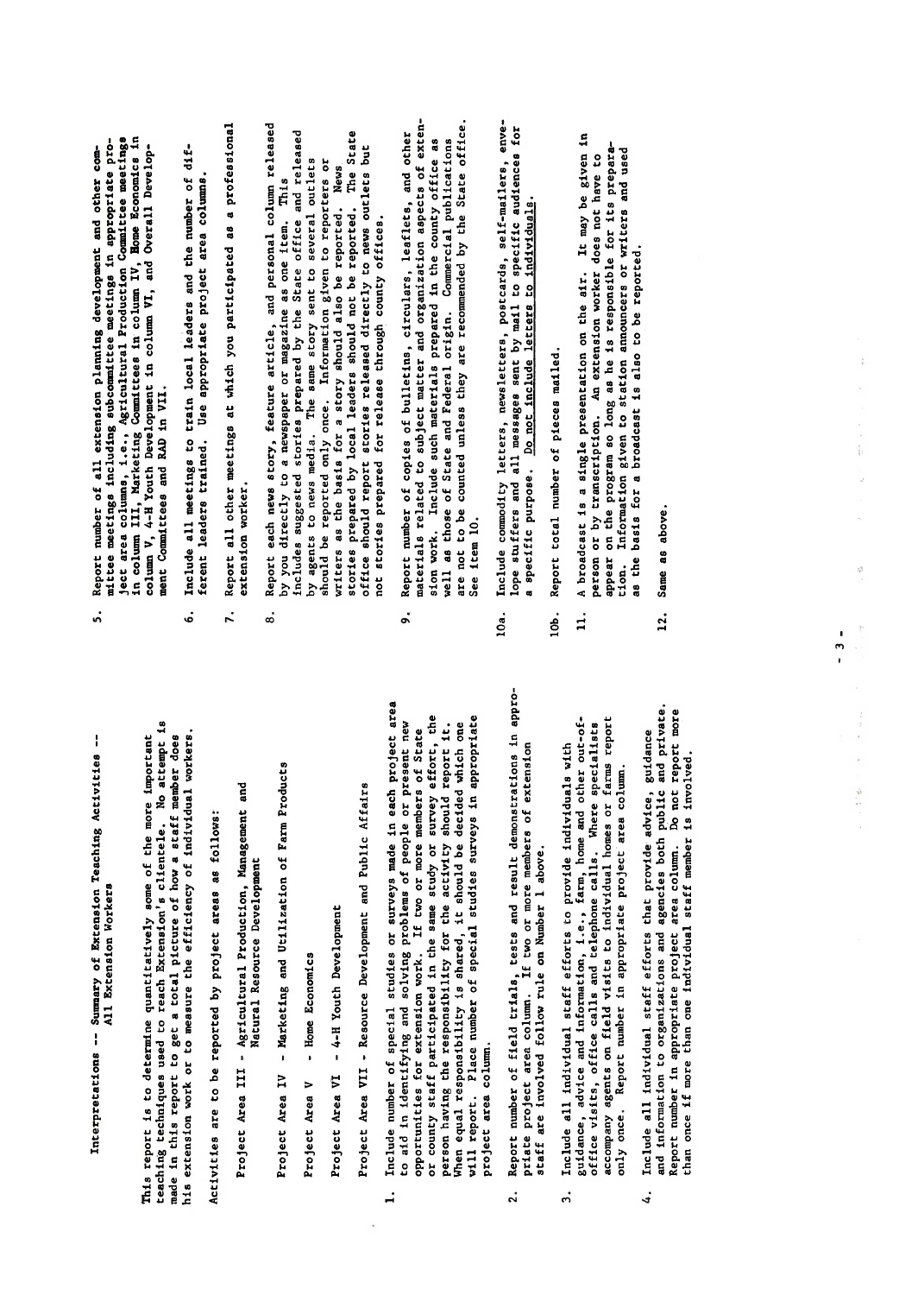# Interpretations -- Summary of Extension Teaching Activities -- All Extension Workers

This report is to determine quantitatively some of the more important teaching techniques used to reach Extension's clientele. No attempt is made in this report to get a total picture of how a staff member does his extension work or to measure the efficiency of individual workers.

Activities are to be reported by project areas as follows:

- Project Area III - Agricultural Production, Management and Natural Resource Development
- Project Area IV - Marketing and Utilization of Farm Products
- Project Area V - Home Economics
- Project Area VI - 4-H Youth Development
- Project Area VII - Resource Development and Public Affairs

1. Include number of special studies or surveys made in each project area to aid in identifying and solving problems of people or present new opportunities for extension work. If two or more members of State or county staff participated in the same study or survey effort, the person having the responsibility for the activity should report it. When equal responsibility is shared, it should be decided which one will report. Place number of special studies surveys in appropriate project area column.

2. Report number of field trials, tests and result demonstrations in appropriate project area column. If two or more members of extension staff are involved follow rule on Number 1 above.

3. Include all individual staff efforts to provide individuals with guidance, advice and information, i.e., farm, home and other out-of-office visits, office calls and telephone calls. Where specialists accompany agents on field visits to individual homes or farms report only once. Report number in appropriate project area column.

4. Include all individual staff efforts that provide advice, guidance and information to organizations and agencies both public and private. Report number in appropriate project area column. Do not report more than once if more than one individual staff member is involved.

5. Report number of all extension planning development and other committee meetings including subcommittee meetings in appropriate project area columns, i.e., Agricultural Production Committee meetings in column III, Marketing Committees in column IV, Home Economics in column V, 4-H Youth Development in column VI, and Overall Development Committees and RAD in VII.

6. Include all meetings to train local leaders and the number of different leaders trained. Use appropriate project area columns.

7. Report all other meetings at which you participated as a professional extension worker.

8. Report each news story, feature article, and personal column released by you directly to a newspaper or magazine as one item. This includes suggested stories prepared by the State office and released by agents to news media. The same story sent to several outlets should be reported only once. Information given to reporters or writers as the basis for a story should also be reported. News stories prepared by local leaders should not be reported. The State office should report stories released directly to news outlets but not stories prepared for release through county offices.

9. Report number of copies of bulletins, circulars, leaflets, and other materials related to subject matter and organization aspects of extension work. Include such materials prepared in the county office as well as those of State and Federal origin. Commercial publications are not to be counted unless they are recommended by the State office. See item 10.

10a. Include commodity letters, newsletters, postcards, self-mailers, envelope stuffers and all messages sent by mail to specific audiences for a specific purpose. <u>Do not include letters to individuals.</u>

10b. Report total number of pieces mailed.

11. A broadcast is a single presentation on the air. It may be given in person or by transcription. An extension worker does not have to appear on the program so long as he is responsible for its preparation. Information given to station announcers or writers and used as the basis for a broadcast is also to be reported.

12. Same as above.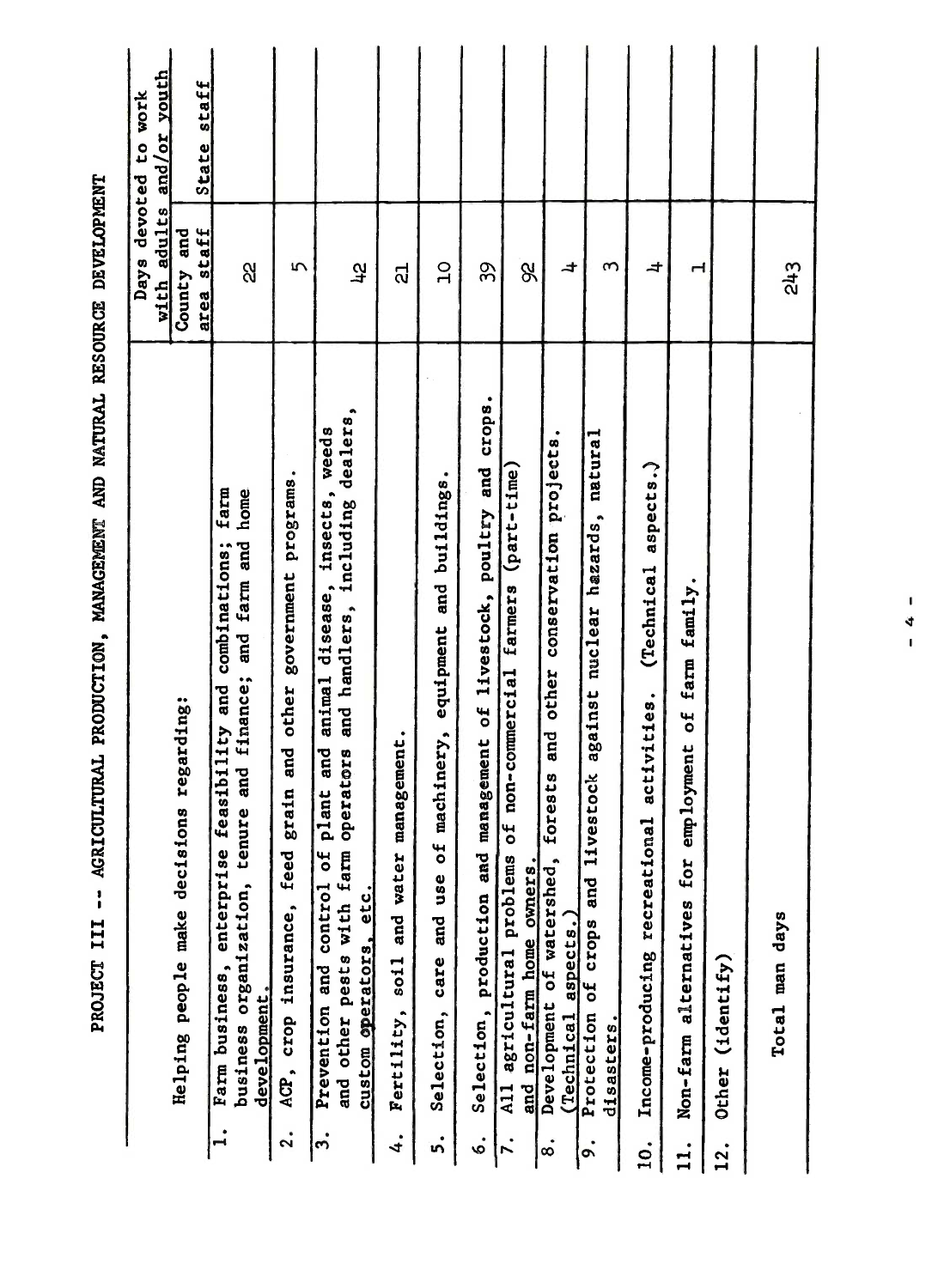# PROJECT III -- AGRICULTURAL PRODUCTION, MANAGEMENT AND NATURAL RESOURCE DEVELOPMENT

| Helping people make decisions regarding: | Days devoted to work with adults and/or youth | |
|---|---|---|
| | County and area staff | State staff |
| 1. Farm business, enterprise feasibility and combinations; farm business organization, tenure and finance; and farm and home development. | 22 | |
| 2. ACP, crop insurance, feed grain and other government programs. | 5 | |
| 3. Prevention and control of plant and animal disease, insects, weeds and other pests with farm operators and handlers, including dealers, custom operators, etc. | 42 | |
| 4. Fertility, soil and water management. | 21 | |
| 5. Selection, care and use of machinery, equipment and buildings. | 10 | |
| 6. Selection, production and management of livestock, poultry and crops. | 39 | |
| 7. All agricultural problems of non-commercial farmers (part-time) and non-farm home owners. | 92 | |
| 8. Development of watershed, forests and other conservation projects. (Technical aspects.) | 4 | |
| 9. Protection of crops and livestock against nuclear hazards, natural disasters. | 3 | |
| 10. Income-producing recreational activities. (Technical aspects.) | 4 | |
| 11. Non-farm alternatives for employment of farm family. | 1 | |
| 12. Other (identify) | | |
| Total man days | 243 | |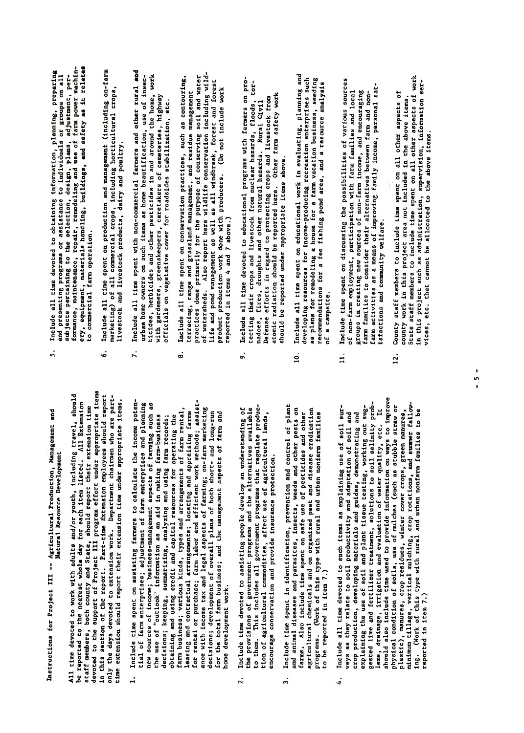# Instructions for Project III -- Agricultural Production, Management and Natural Resource Development

All time devoted to work with adults and/or youth, including travel, should be reported to the nearest whole day for each item listed. All Extension staff members, both county and State, should report their extension time devoted to the support of Project III program effort under appropriate items in this section of the report. Part-time Extension employees should report only the days devoted to extension work. Department chairmen who are part-time extension should report their extension time under appropriate items.

1. Include time spent on assisting farmers to calculate the income potential of farm enterprises; adjustment of farm enterprises and planning new sources of income; business-management aspects of farming such as the use of "outlook" information as an aid in making farm-business decisions; keeping, summarizing, analyzing and using farm records; obtaining and using credit and capital resources for operating the farm business; various kinds, types and arrangements of farm rental, leasing and contractual arrangements; locating and appraising farms for rental or purchase; farm labor and efficient work methods; assistance with income tax and legal aspects of farming; on-farm marketing decisions; development of overall plans of both short- and long-run for the total farm business; and the management aspects of farm and home development work.

2. Include time devoted to assisting people develop an understanding of the provisions of government programs and the alternatives available to them. This includes all government programs that regulate production of agricultural commodities, affect use of agricultural lands, encourage conservation and provide insurance protection.

3. Include time spent in identification, prevention and control of plant and animal diseases and parasites, insects, weeds and other pests on farms. Also include time spent on safe use of pesticides and other agricultural chemicals and on organized pest and disease eradication programs. (Work of this type with rural and urban nonfarm families to be reported in item 7.)

4. Include all time devoted to such items as explaining use of soil surveys as they relate to soil productivity and adaptation of soil and crop production, developing materials and guides, demonstrating and explaining the use of soil and plant tissue testing, working out suggested lime and fertilizer treatment, solutions to soil salinity problems, drainage, irrigation and evaluation of water quality, etc. It should also include time used to provide information on ways to improve physical condition of soils, use of mulches (such as stubble straw or plastic), manures, crop residues, winter cover crops, green manures, minimum tillage, vertical mulching, crop rotations, and summer fallowing. (Work of this type with rural and urban nonfarm families to be reported in item 7.)

5. Include all time devoted to obtaining information, planning, preparing and presenting programs or assistance to individuals or groups on all subjects pertaining to the selection, design, plans, adjustment, performance, maintenance, repair, remodeling and use of farm power machinery, equipment, materials handling, buildings, and safety as it relates to commercial farm operation.

6. Include all time spent on production and management (including on-farm marketing) of all commercial crops, including horticultural crops, livestock and livestock products, dairy and poultry.

7. Include all time spent with non-commercial farmers and other rural and urban home owners on such items as home beautification, use of insecticides, herbicides and other pesticides in and around the home, work with gardeners, greenskeepers, caretakers of cemeteries, highway officials on vegetative cover for roadsides stabilization, etc.

8. Include all time spent on conservation practices, such as contouring, terracing, range and grassland management, and residue management practices done primarily for the purpose of conserving soil and water of watersheds. Also report here wildlife conservation including wildlife and pond management as well as all windbreak, forest and forest product production work done with producers. (Do not include work reported in items 4 and 7 above.)

9. Include all time devoted to educational programs with farmers on protecting their crops and livestock from nuclear hazards, floods, tornadoes, fires, droughts and other natural hazards. Rural Civil Defense efforts in regard to protecting crops and livestock from atomic radiation should be reported here. Other farm safety work should be reported under appropriate items above.

10. Include all time spent on educational work in evaluating, planning and developing resources for income-producing recreation enterprises such as plans for remodeling a house for a farm vacation business, seeding recommendations for a fee fishing pond area, and a resource analysis of a campsite.

11. Include time spent on discussing the possibilities of various sources of non-farm employment, participation with farm families and local groups in creating new sources of non-farm income, and encouraging farm families to consider their alternatives between farm and non-farm activities as a means of improving family income, personal satisfactions and community welfare.

12. County staff members to include time spent on all other aspects of county work in this project area not included in the above items. State staff members to include time spent on all other aspects of work in this project such as administration, supervision, information services, etc. that cannot be allocated to the above items.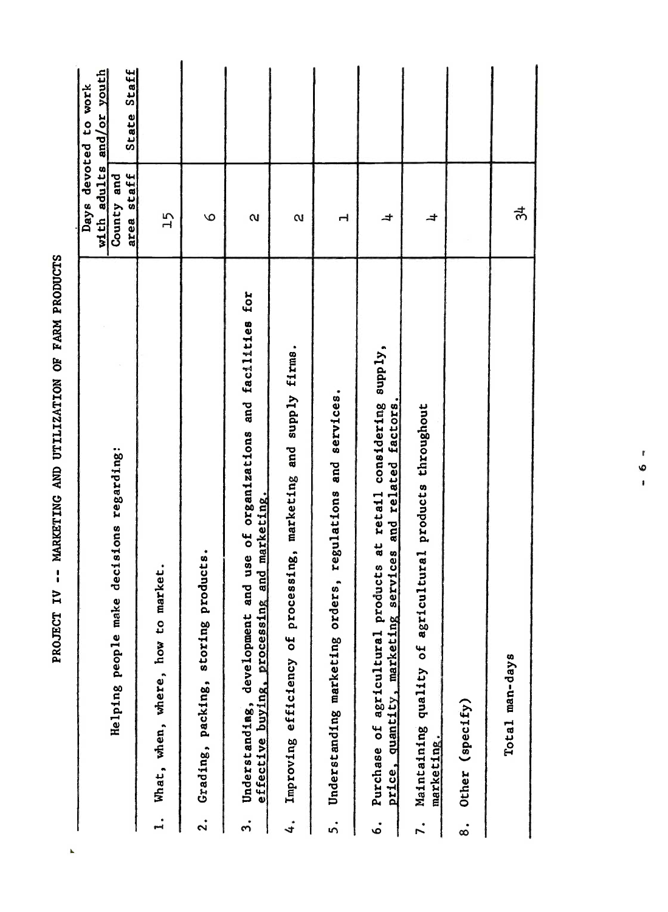# PROJECT IV -- MARKETING AND UTILIZATION OF FARM PRODUCTS

| Helping people make decisions regarding: | Days devoted to work with adults and/or youth | |
|---|---|---|
| | County and area staff | State Staff |
| 1. What, when, where, how to market. | 15 | |
| 2. Grading, packing, storing products. | 6 | |
| 3. Understanding, development and use of organizations and facilities for effective buying, processing and marketing. | 2 | |
| 4. Improving efficiency of processing, marketing and supply firms. | 2 | |
| 5. Understanding marketing orders, regulations and services. | 1 | |
| 6. Purchase of agricultural products at retail considering supply, price, quantity, marketing services and related factors. | 4 | |
| 7. Maintaining quality of agricultural products throughout marketing. | 4 | |
| 8. Other (specify) | | |
| Total man-days | 34 | |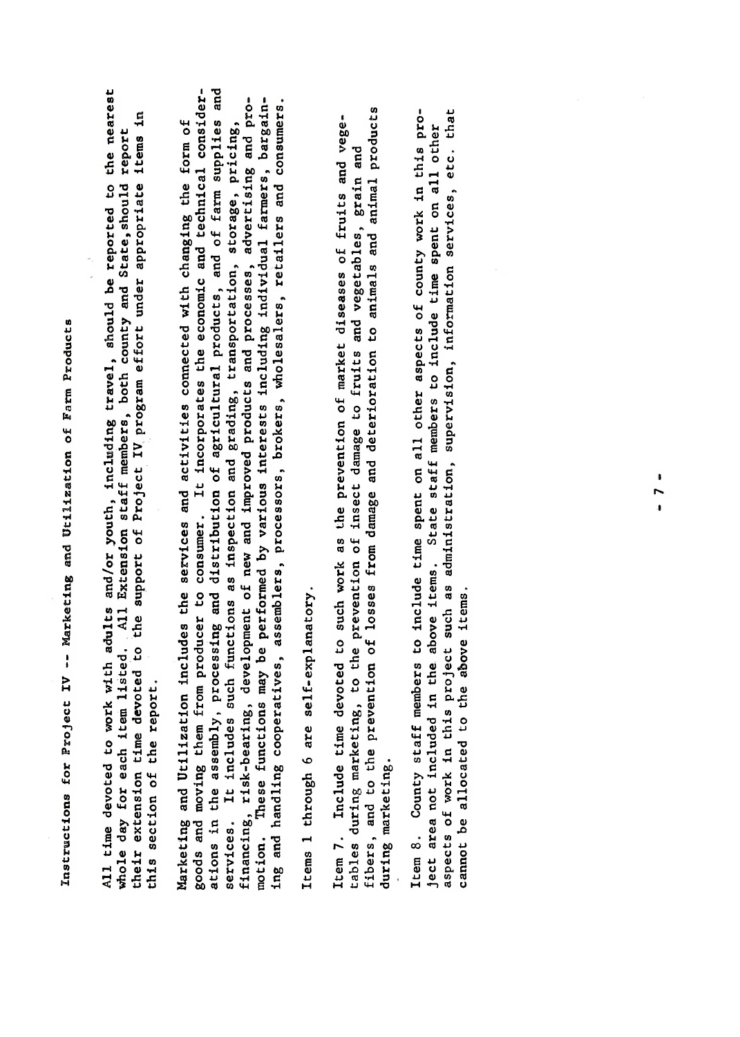# Instructions for Project IV -- Marketing and Utilization of Farm Products

All time devoted to work with adults and/or youth, including travel, should be reported to the nearest whole day for each item listed. All Extension staff members, both county and State, should report their extension time devoted to the support of Project IV program effort under appropriate items in this section of the report.

Marketing and Utilization includes the services and activities connected with changing the form of goods and moving them from producer to consumer. It incorporates the economic and technical considerations in the assembly, processing and distribution of agricultural products, and of farm supplies and services. It includes such functions as inspection and grading, transportation, storage, pricing, financing, risk-bearing, development of new and improved products and processes, advertising and promotion. These functions may be performed by various interests including individual farmers, bargaining and handling cooperatives, assemblers, processors, brokers, wholesalers, retailers and consumers.

Items 1 through 6 are self-explanatory.

Item 7. Include time devoted to such work as the prevention of market diseases of fruits and vegetables during marketing, to the prevention of insect damage to fruits and vegetables, grain and fibers, and to the prevention of losses from damage and deterioration to animals and animal products during marketing.

Item 8. County staff members to include time spent on all other aspects of county work in this project area not included in the above items. State staff members to include time spent on all other aspects of work in this project such as administration, supervision, information services, etc. that cannot be allocated to the above items.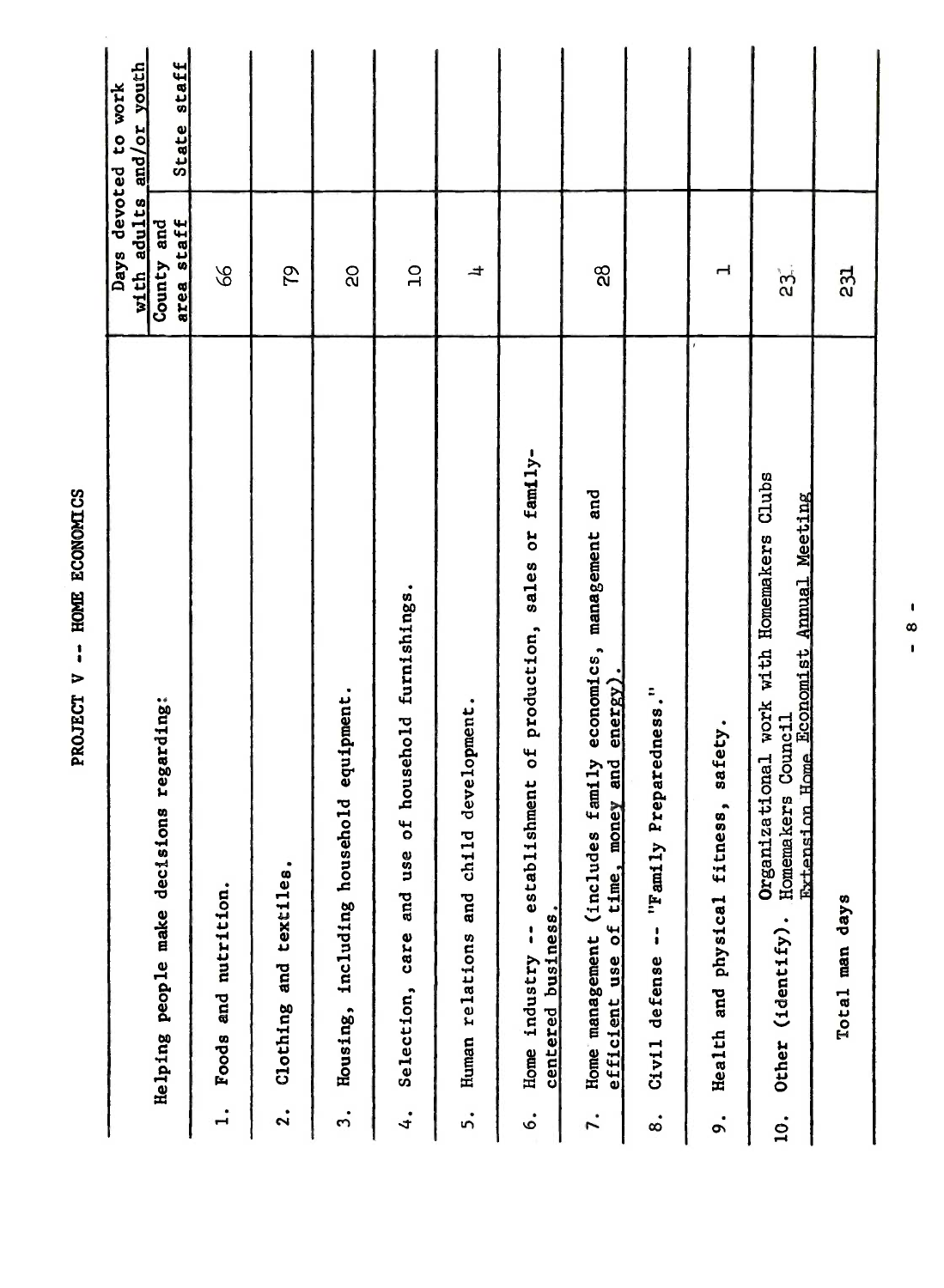# PROJECT V -- HOME ECONOMICS

| Helping people make decisions regarding: | Days devoted to work with adults and/or youth | |
|---|---|---|
| | County and area staff | State staff |
| 1. Foods and nutrition. | 66 | |
| 2. Clothing and textiles. | 79 | |
| 3. Housing, including household equipment. | 20 | |
| 4. Selection, care and use of household furnishings. | 10 | |
| 5. Human relations and child development. | 4 | |
| 6. Home industry -- establishment of production, sales or family-centered business. | | |
| 7. Home management (includes family economics, management and efficient use of time, money and energy). | 28 | |
| 8. Civil defense -- "Family Preparedness." | | |
| 9. Health and physical fitness, safety. | 1 | |
| 10. Other (identify). Organizational work with Homemakers Clubs, Homemakers Council, Extension Home Economist Annual Meeting | 23 | |
| Total man days | 231 | |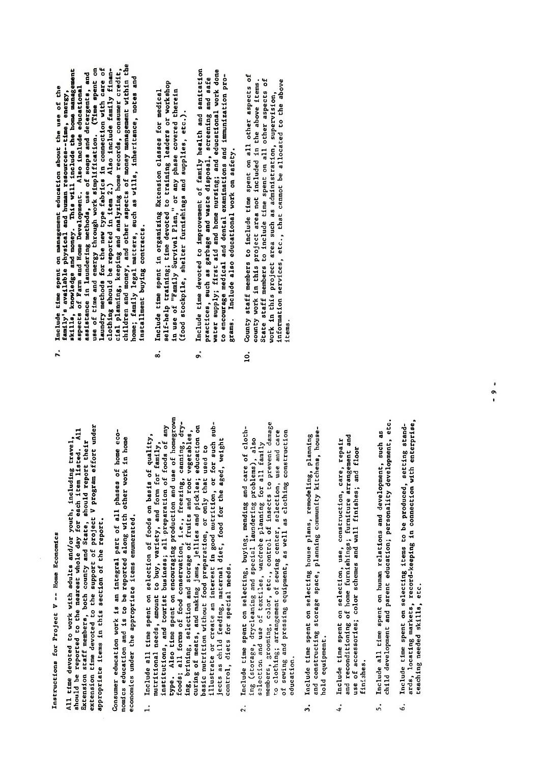# Instructions for Project V -- Home Economics

All time devoted to work with adults and/or youth, including travel, should be reported to the nearest whole day for each item listed. All Extension staff members, both county and State, should report their extension time devoted to the support of Project V program effort under appropriate items in this section of the report.

Consumer education work is an integral part of all phases of home economics education and is to be reported along with other work in home economics under the appropriate items enumerated.

1. Include all time spent on selection of foods on basis of quality, nutritional needs, amount to buy, variety, and form for family, institutions, and tourist business; all preparation of foods of any type. Also time spent on encouraging production and use of homegrown foods; all forms of food conservation, i.e., freezing, canning, drying, brining, selection and storage of fruits and root vegetables, curing of meats, and making jams, jellies and pickles; education on basic nutrition without food preparation, or only that used to illustrate or create an interest in good nutrition, or for such subjects as child feeding, maternal diet, food for the aged, weight control, diets for special needs.

2. Include time spent on selecting, buying, mending and care of clothing (storage, drycleaning and special laundering problems), also selection and use of textiles, wardrobe planning for all family members, grooming, color, etc., control of insects to prevent damage to clothing; arrangement of sewing center, selection, use and care of sewing and pressing equipment, as well as clothing construction education.

3. Include time spent on selecting house plans, remodeling, planning and constructing storage space, planning community kitchens, household equipment.

4. Include time spent on selection, use, construction, care, repair and reconditioning of home furnishings; furniture arrangement and use of accessories; color schemes and wall finishes; and floor finishes.

5. Include all time spent on human relations and development, such as child development and parent education; personality development, etc.

6. Include time spent on selecting items to be produced, setting standards, locating markets, record-keeping in connection with enterprise, teaching needed skills, etc.

7. Include time spent on management education about the use of the family's available physical and human resources--time, energy, skills, knowledge and money. This will include the home management aspects of Farm and Home Development. Also include educational assistance in laundering methods, use of soaps and detergents, and use of time and energy through work simplification. (Time spent on laundry methods for the new type fabrics in connection with care of clothing should be reported in item 2.) Also include family financial planning, keeping and analyzing home records, consumer credit, children and money, and other aspects of money management within the home; family legal matters, such as wills, inheritance, notes and installment buying contracts.

8. Include time spent in organizing Extension classes for medical self-help training; time devoted to training leaders or workshop in use of "Family Survival Plan," or any phase covered therein (food stockpile, shelter furnishings and supplies, etc.).

9. Include time devoted to improvement of family health and sanitation practices, such as garbage and waste disposal, screening and safe water supply; first aid and home nursing; and educational work done to encourage medical and dental examinations and immunization programs. Include also educational work on safety.

10. County staff members to include time spent on all other aspects of county work in this project area not included in the above items. State staff members to include time spent on all other aspects of work in this project area such as administration, supervision, information services, etc., that cannot be allocated to the above items.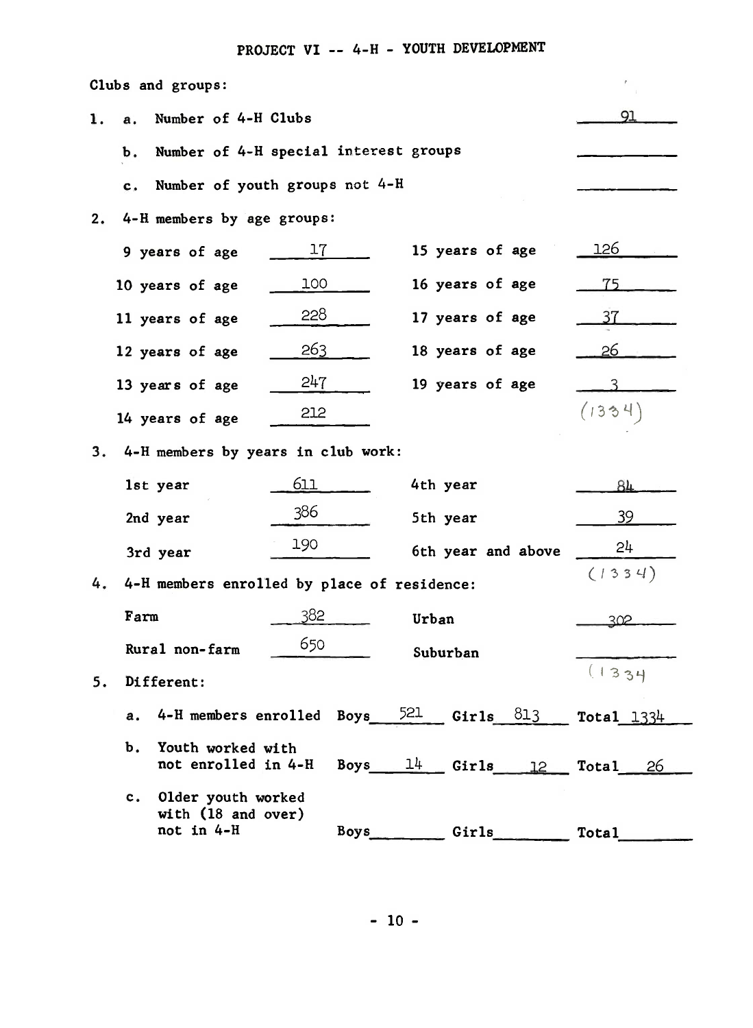## PROJECT VI -- 4-H - YOUTH DEVELOPMENT

Clubs and groups:

1. a. Number of 4-H Clubs ____91____

   b. Number of 4-H special interest groups ________

   c. Number of youth groups not 4-H ________

2. 4-H members by age groups:

| | | | |
|---|---|---|---|
| 9 years of age | 17 | 15 years of age | 126 |
| 10 years of age | 100 | 16 years of age | 75 |
| 11 years of age | 228 | 17 years of age | 37 |
| 12 years of age | 263 | 18 years of age | 26 |
| 13 years of age | 247 | 19 years of age | 3 |
| 14 years of age | 212 | | (1334) |

3. 4-H members by years in club work:

| | | | |
|---|---|---|---|
| 1st year | 611 | 4th year | 84 |
| 2nd year | 386 | 5th year | 39 |
| 3rd year | 190 | 6th year and above | 24 |
| | | | (1334) |

4. 4-H members enrolled by place of residence:

| | | | |
|---|---|---|---|
| Farm | 382 | Urban | 302 |
| Rural non-farm | 650 | Suburban | |
| | | | (1334) |

5. Different:

| | Boys | Girls | Total |
|---|---|---|---|
| a. 4-H members enrolled | 521 | 813 | 1334 |
| b. Youth worked with not enrolled in 4-H | 14 | 12 | 26 |
| c. Older youth worked with (18 and over) not in 4-H | | | |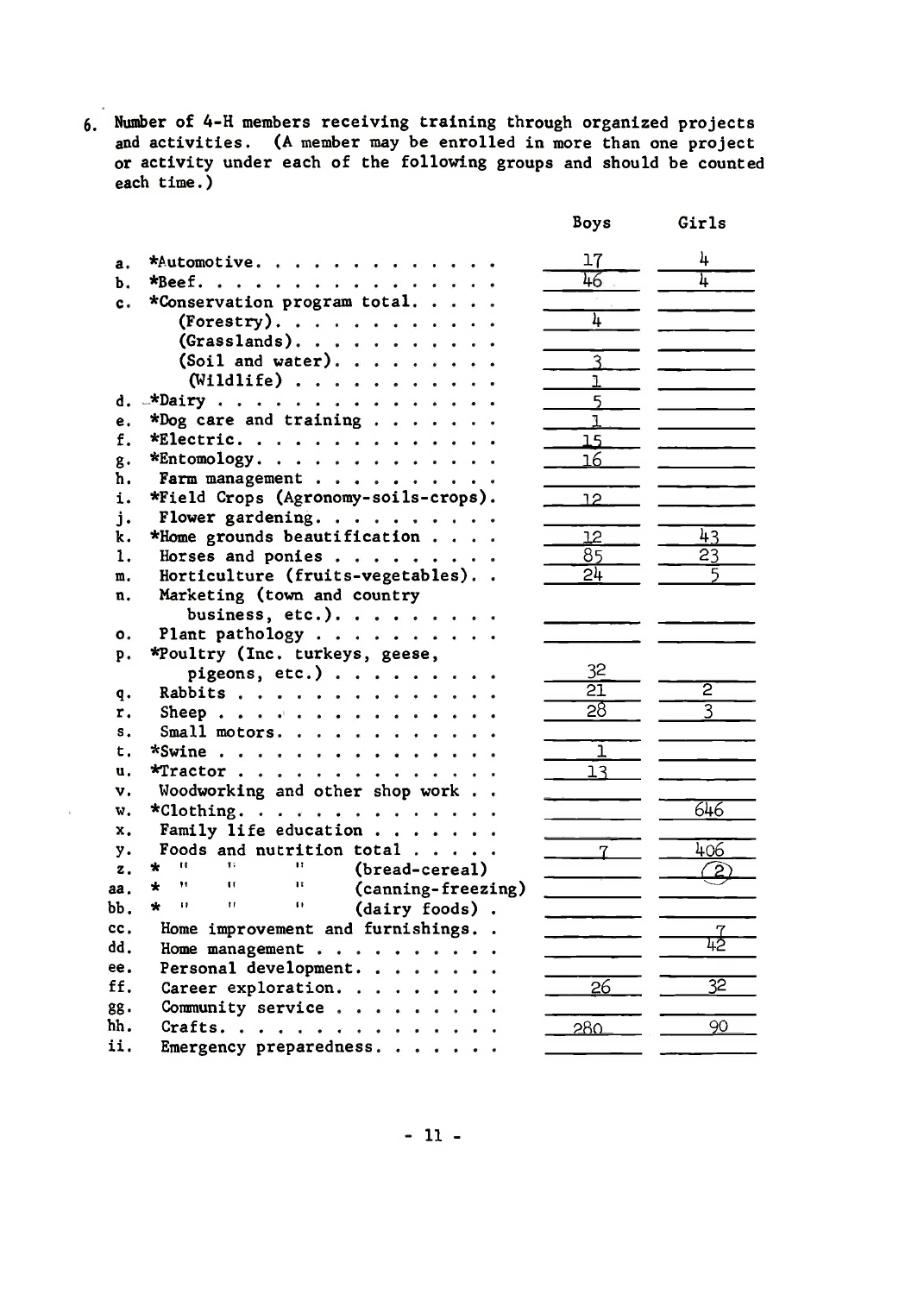6. Number of 4-H members receiving training through organized projects and activities. (A member may be enrolled in more than one project or activity under each of the following groups and should be counted each time.)

| | | Boys | Girls |
|---|---|---|---|
| a. | *Automotive | 17 | 4 |
| b. | *Beef | 46 | 4 |
| c. | *Conservation program total | | |
| | (Forestry) | 4 | |
| | (Grasslands) | | |
| | (Soil and water) | 3 | |
| | (Wildlife) | 1 | |
| d. | *Dairy | 5 | |
| e. | *Dog care and training | 1 | |
| f. | *Electric | 15 | |
| g. | *Entomology | 16 | |
| h. | Farm management | | |
| i. | *Field Crops (Agronomy-soils-crops) | 12 | |
| j. | Flower gardening | | |
| k. | *Home grounds beautification | 12 | 43 |
| l. | Horses and ponies | 85 | 23 |
| m. | Horticulture (fruits-vegetables) | 24 | 5 |
| n. | Marketing (town and country business, etc.) | | |
| o. | Plant pathology | | |
| p. | *Poultry (Inc. turkeys, geese, pigeons, etc.) | 32 | |
| q. | Rabbits | 21 | 2 |
| r. | Sheep | 28 | 3 |
| s. | Small motors | | |
| t. | *Swine | 1 | |
| u. | *Tractor | 13 | |
| v. | Woodworking and other shop work | | |
| w. | *Clothing | | 646 |
| x. | Family life education | | |
| y. | Foods and nutrition total | 7 | 406 |
| z. | * " " " (bread-cereal) | | (2) |
| aa. | * " " " (canning-freezing) | | |
| bb. | * " " " (dairy foods) | | |
| cc. | Home improvement and furnishings | | 7 |
| dd. | Home management | | 42 |
| ee. | Personal development | | |
| ff. | Career exploration | 26 | 32 |
| gg. | Community service | | |
| hh. | Crafts | 280 | 90 |
| ii. | Emergency preparedness | | |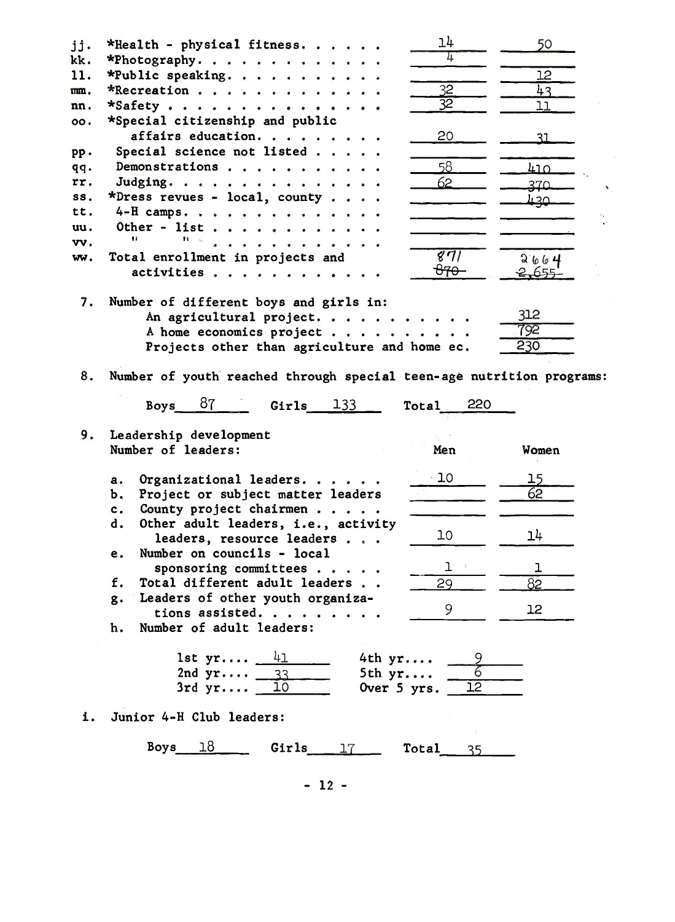| | | | |
|---|---|---|---|
| jj. | *Health - physical fitness. . . . . . | 14 | 50 |
| kk. | *Photography. . . . . . . . . . . . . | 4 | |
| ll. | *Public speaking. . . . . . . . . . . | | 12 |
| mm. | *Recreation . . . . . . . . . . . . . | 32 | 43 |
| nn. | *Safety . . . . . . . . . . . . . . . | 32 | 11 |
| oo. | *Special citizenship and public affairs education. . . . . . . . . | 20 | 31 |
| pp. | Special science not listed . . . . . | | |
| qq. | Demonstrations . . . . . . . . . . . | 58 | 410 |
| rr. | Judging. . . . . . . . . . . . . . . | 62 | 370 |
| ss. | *Dress revues - local, county . . . . | | 430 |
| tt. | 4-H camps. . . . . . . . . . . . . . | | |
| uu. | Other - list . . . . . . . . . . . . | | |
| vv. | " " . . . . . . . . . . . . | | |
| ww. | Total enrollment in projects and activities . . . . . . . . . . . . | 871 ~~870~~ | 2664 ~~2,655~~ |

7. Number of different boys and girls in:

| | |
|---|---|
| An agricultural project. . . . . . . . . . . | 312 |
| A home economics project . . . . . . . . . . | 792 |
| Projects other than agriculture and home ec. | 230 |

8. Number of youth reached through special teen-age nutrition programs:

Boys 87 Girls 133 Total 220

9. Leadership development

Number of leaders:

| | | Men | Women |
|---|---|---|---|
| a. | Organizational leaders. . . . . . | 10 | 15 |
| b. | Project or subject matter leaders | | 62 |
| c. | County project chairmen . . . . . | | |
| d. | Other adult leaders, i.e., activity leaders, resource leaders . . . | 10 | 14 |
| e. | Number on councils - local sponsoring committees . . . . . | 1 | 1 |
| f. | Total different adult leaders . . | 29 | 82 |
| g. | Leaders of other youth organizations assisted. . . . . . . . . | 9 | 12 |

h. Number of adult leaders:

| | | | |
|---|---|---|---|
| 1st yr.... | 41 | 4th yr.... | 9 |
| 2nd yr.... | 33 | 5th yr.... | 6 |
| 3rd yr.... | 10 | Over 5 yrs. | 12 |

i. Junior 4-H Club leaders:

Boys 18 Girls 17 Total 35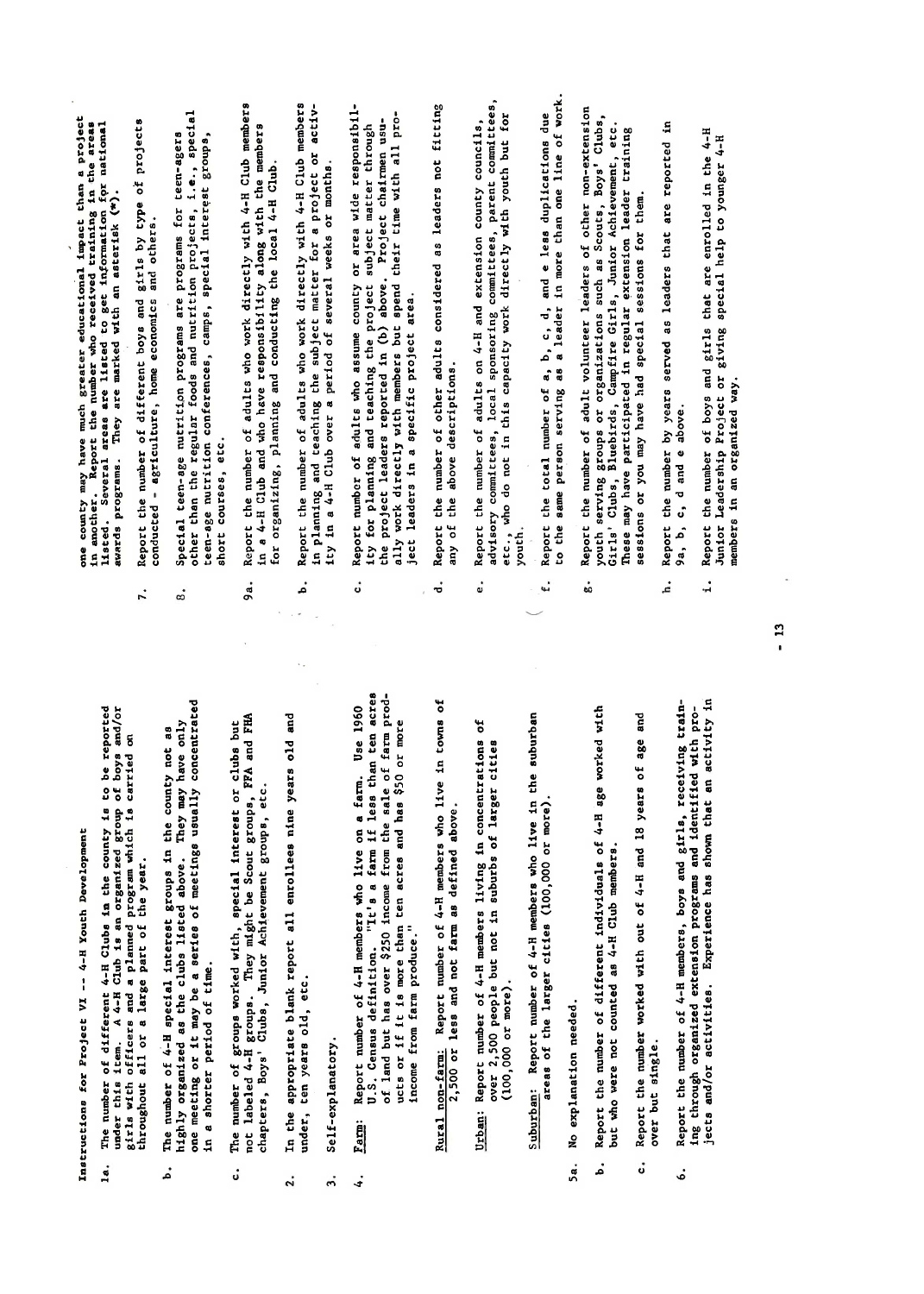Instructions for Project VI -- 4-H Youth Development

1a. The number of different 4-H Clubs in the county is to be reported under this item. A 4-H Club is an organized group of boys and/or girls with officers and a planned program which is carried on throughout all or a large part of the year.

b. The number of 4-H special interest groups in the county not as highly organized as the clubs listed above. They may have only one meeting or it may be a series of meetings usually concentrated in a shorter period of time.

c. The number of groups worked with, special interest or clubs but not labeled 4-H groups. They might be Scout groups, FFA and FHA chapters, Boys' Clubs, Junior Achievement groups, etc.

2. In the appropriate blank report all enrollees nine years old and under, ten years old, etc.

3. Self-explanatory.

4. Farm: Report number of 4-H members who live on a farm. Use 1960 U.S. Census definition. "It's a farm if less than ten acres of land but has over $250 income from the sale of farm products or if it is more than ten acres and has $50 or more income from farm produce."

Rural non-farm: Report number of 4-H members who live in towns of 2,500 or less and not farm as defined above.

Urban: Report number of 4-H members living in concentrations of over 2,500 people but not in suburbs of larger cities (100,000 or more).

Suburban: Report number of 4-H members who live in the suburban areas of the larger cities (100,000 or more).

5a. No explanation needed.

b. Report the number of different individuals of 4-H age worked with but who were not counted as 4-H Club members.

c. Report the number worked with out of 4-H and 18 years of age and over but single.

6. Report the number of 4-H members, boys and girls, receiving training through organized extension programs and identified with projects and/or activities. Experience has shown that an activity in one county may have much greater educational impact than a project in another. Report the number who received training in the areas listed. Several areas are listed to get information for national awards programs. They are marked with an asterisk (*).

7. Report the number of different boys and girls by type of projects conducted - agriculture, home economics and others.

8. Special teen-age nutrition programs are programs for teen-agers other than the regular foods and nutrition projects, i.e., special teen-age nutrition conferences, camps, special interest groups, short courses, etc.

9a. Report the number of adults who work directly with 4-H Club members in a 4-H Club and who have responsibility along with the members for organizing, planning and conducting the local 4-H Club.

b. Report the number of adults who work directly with 4-H Club members in planning and teaching the subject matter for a project or activity in a 4-H Club over a period of several weeks or months.

c. Report number of adults who assume county or area wide responsibility for planning and teaching the project subject matter through the project leaders reported in (b) above. Project chairmen usually work directly with members but spend their time with all project leaders in a specific project area.

d. Report the number of other adults considered as leaders not fitting any of the above descriptions.

e. Report the number of adults on 4-H and extension county councils, advisory committees, local sponsoring committees, parent committees, etc., who do not in this capacity work directly with youth but for youth.

f. Report the total number of a, b, c, d, and e less duplications due to the same person serving as a leader in more than one line of work.

g. Report the number of adult volunteer leaders of other non-extension youth serving groups or organizations such as Scouts, Boys' Clubs, Girls' Clubs, Bluebirds, Campfire Girls, Junior Achievement, etc. These may have participated in regular extension leader training sessions or you may have had special sessions for them.

h. Report the number by years served as leaders that are reported in 9a, b, c, d and e above.

i. Report the number of boys and girls that are enrolled in the 4-H Junior Leadership Project or giving special help to younger 4-H members in an organized way.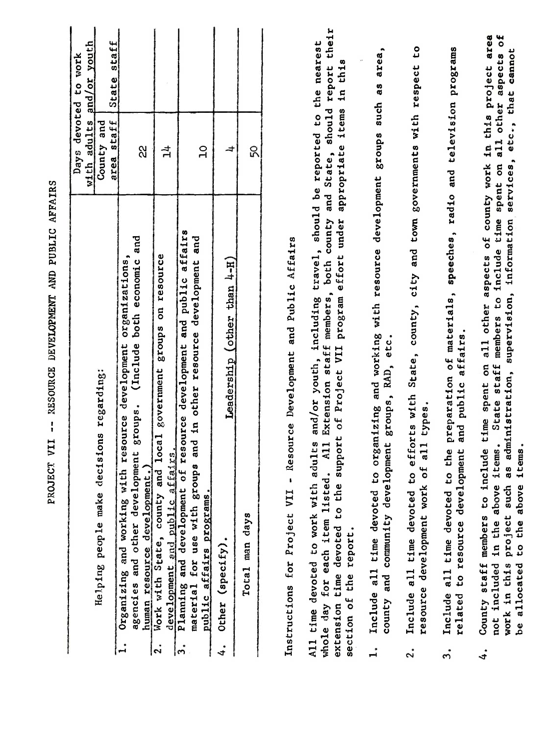# PROJECT VII -- RESOURCE DEVELOPMENT AND PUBLIC AFFAIRS

| Helping people make decisions regarding: | Days devoted to work with adults and/or youth | |
|---|---|---|
| | County and area staff | State staff |
| 1. Organizing and working with resource development organizations, agencies and other development groups. (Include both economic and human resource development.) | 22 | |
| 2. Work with State, county and local government groups on resource development and public affairs. | 14 | |
| 3. Planning and development of resource development and public affairs material for use with groups and in other resource development and public affairs programs. | 10 | |
| 4. Other (specify). Leadership (other than 4-H) | 4 | |
| Total man days | 50 | |

## Instructions for Project VII - Resource Development and Public Affairs

All time devoted to work with adults and/or youth, including travel, should be reported to the nearest whole day for each item listed. All Extension staff members, both county and State, should report their extension time devoted to the support of Project VII program effort under appropriate items in this section of the report.

1. Include all time devoted to organizing and working with resource development groups such as area, county and community development groups, RAD, etc.

2. Include all time devoted to efforts with State, county, city and town governments with respect to resource development work of all types.

3. Include all time devoted to the preparation of materials, speeches, radio and television programs related to resource development and public affairs.

4. County staff members to include time spent on all other aspects of county work in this project area not included in the above items. State staff members to include time spent on all other aspects of work in this project such as administration, supervision, information services, etc., that cannot be allocated to the above items.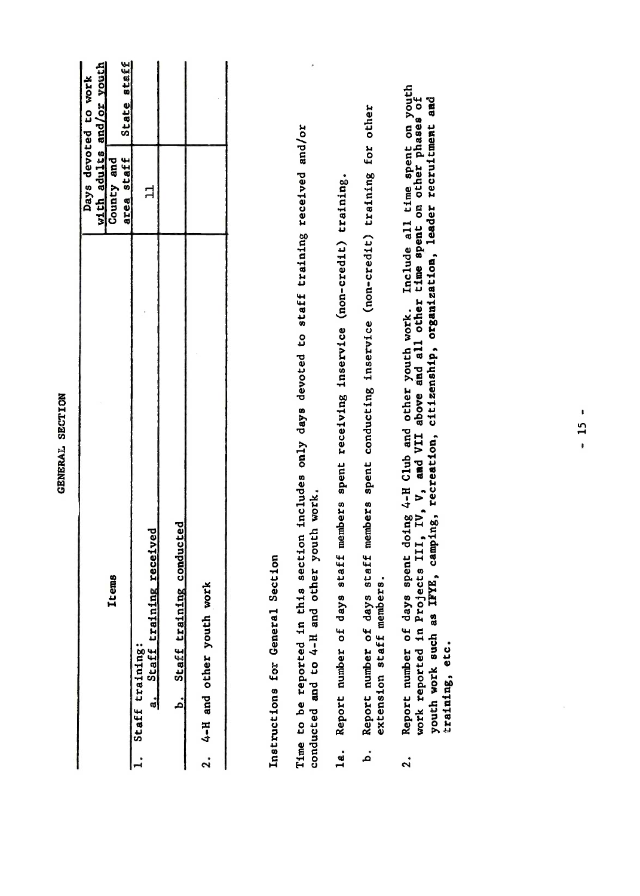# GENERAL SECTION

| Items | Days devoted to work with adults and/or youth | |
|---|---|---|
| | County and area staff | State staff |
| 1. Staff training: | | |
| a. Staff training received | 11 | |
| b. Staff training conducted | | |
| 2. 4-H and other youth work | | |

## Instructions for General Section

Time to be reported in this section includes only days devoted to staff training received and/or conducted and to 4-H and other youth work.

1a. Report number of days staff members spent receiving inservice (non-credit) training.

b. Report number of days staff members spent conducting inservice (non-credit) training for other extension staff members.

2. Report number of days spent doing 4-H Club and other youth work. Include all time spent on youth work reported in Projects III, IV, V, and VII above and all other time spent on other phases of youth work such as IFYE, camping, recreation, citizenship, organization, leader recruitment and training, etc.